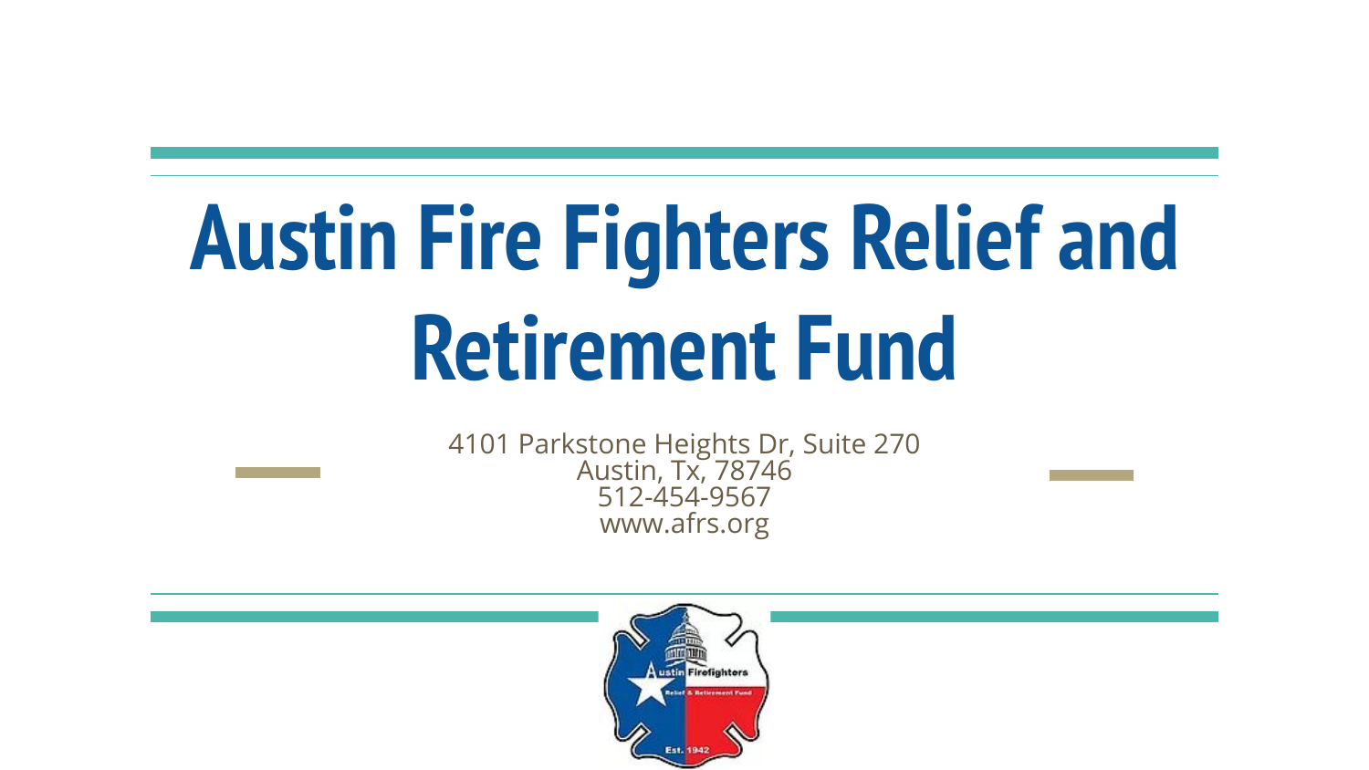# Austin Fire Fighters Relief and Retirement Fund

4101 Parkstone Heights Dr, Suite 270
Austin, Tx, 78746
512-454-9567
www.afrs.org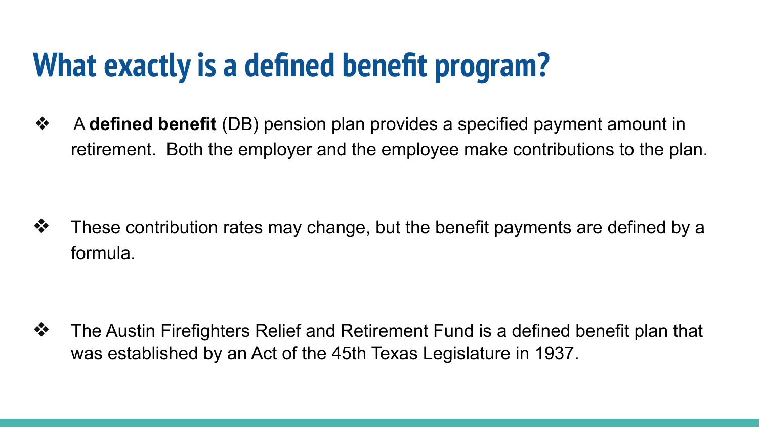# What exactly is a defined benefit program?

- A **defined benefit** (DB) pension plan provides a specified payment amount in retirement. Both the employer and the employee make contributions to the plan.

- These contribution rates may change, but the benefit payments are defined by a formula.

- The Austin Firefighters Relief and Retirement Fund is a defined benefit plan that was established by an Act of the 45th Texas Legislature in 1937.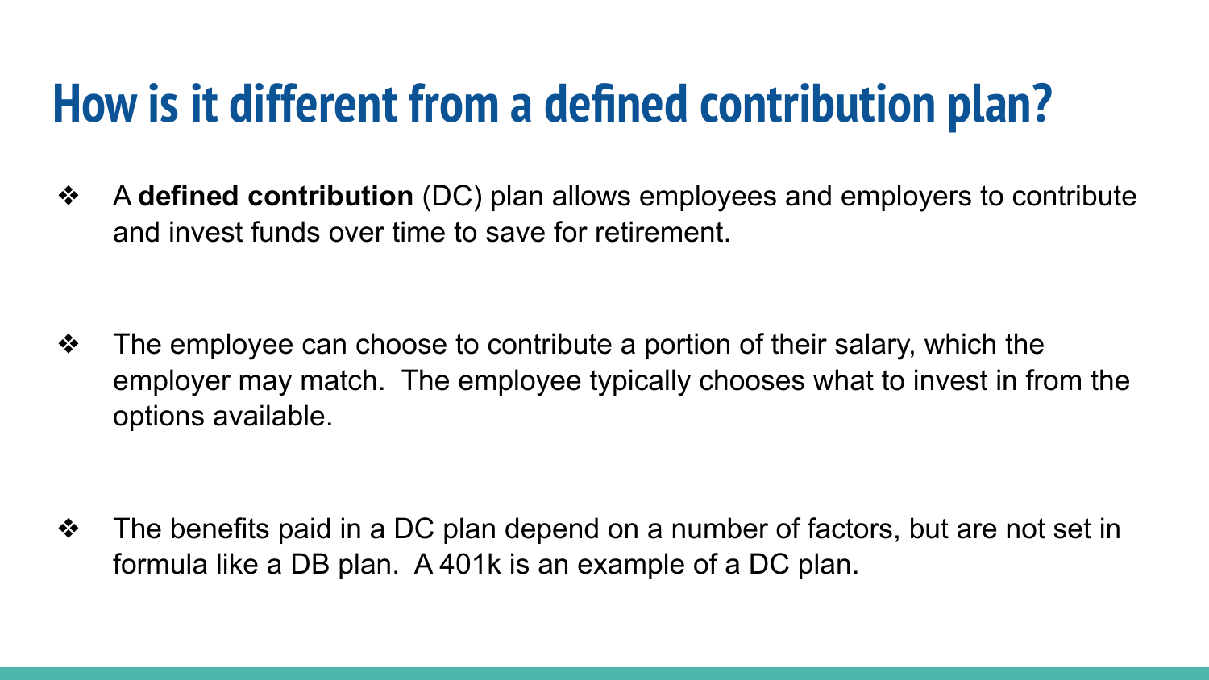# How is it different from a defined contribution plan?

- A **defined contribution** (DC) plan allows employees and employers to contribute and invest funds over time to save for retirement.

- The employee can choose to contribute a portion of their salary, which the employer may match. The employee typically chooses what to invest in from the options available.

- The benefits paid in a DC plan depend on a number of factors, but are not set in formula like a DB plan. A 401k is an example of a DC plan.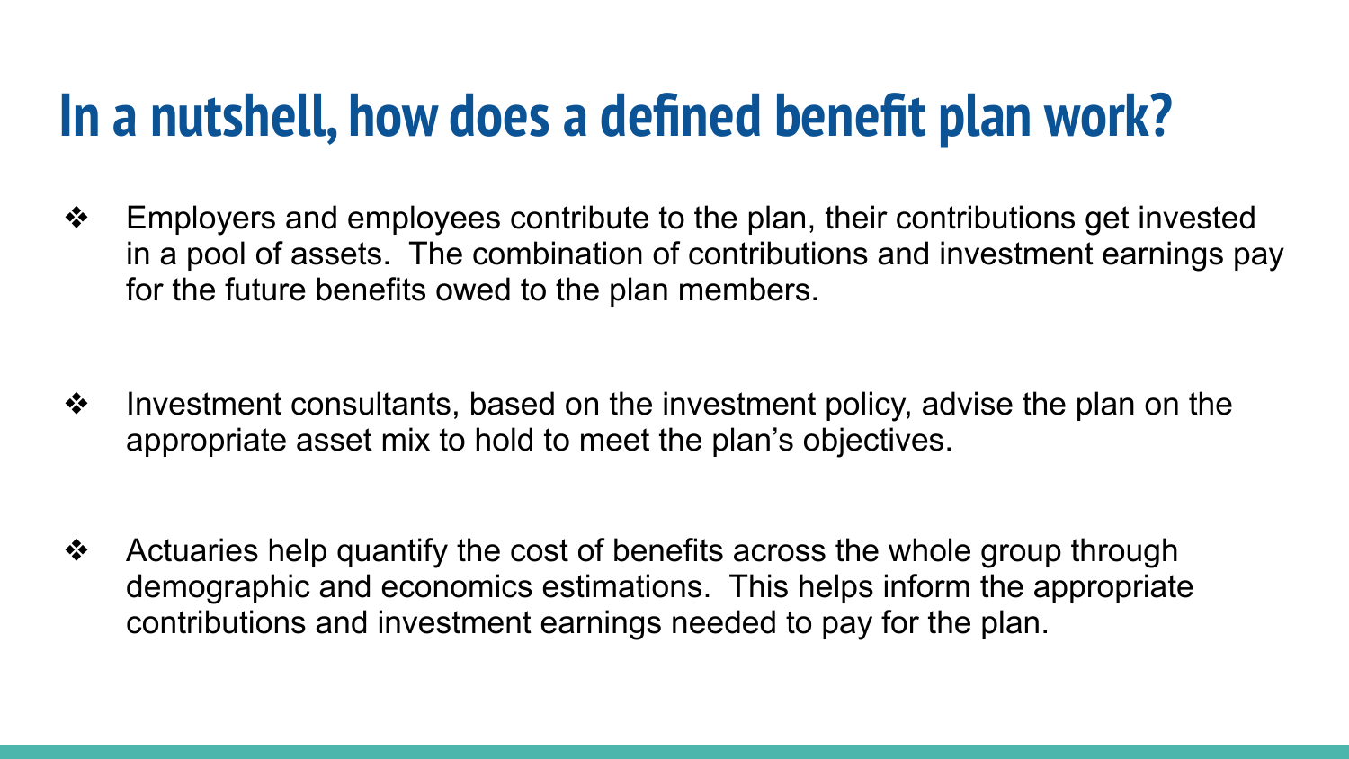# In a nutshell, how does a defined benefit plan work?

- Employers and employees contribute to the plan, their contributions get invested in a pool of assets. The combination of contributions and investment earnings pay for the future benefits owed to the plan members.

- Investment consultants, based on the investment policy, advise the plan on the appropriate asset mix to hold to meet the plan's objectives.

- Actuaries help quantify the cost of benefits across the whole group through demographic and economics estimations. This helps inform the appropriate contributions and investment earnings needed to pay for the plan.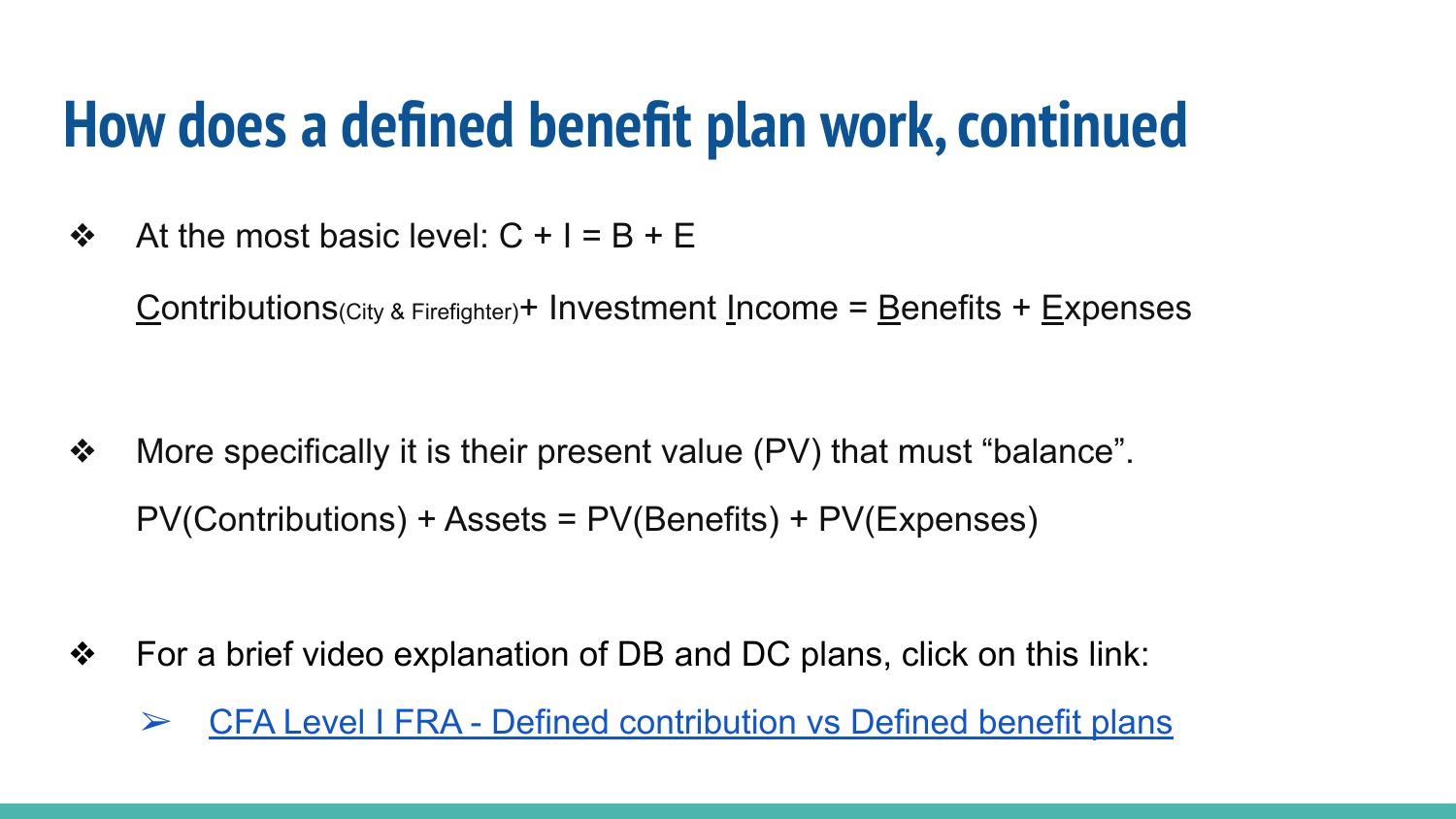# How does a defined benefit plan work, continued

- At the most basic level: C + I = B + E

  Contributions(City & Firefighter) + Investment Income = Benefits + Expenses

- More specifically it is their present value (PV) that must "balance".

  PV(Contributions) + Assets = PV(Benefits) + PV(Expenses)

- For a brief video explanation of DB and DC plans, click on this link:
  - CFA Level I FRA - Defined contribution vs Defined benefit plans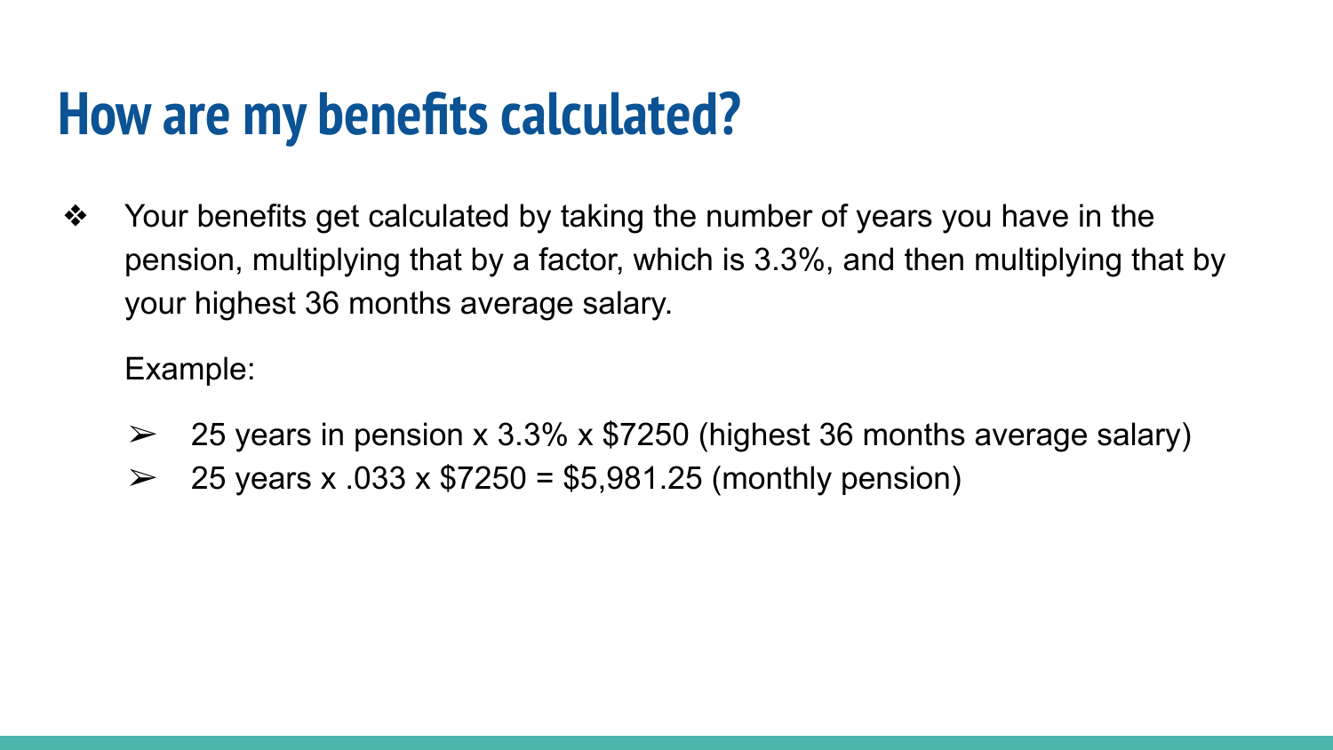# How are my benefits calculated?

- Your benefits get calculated by taking the number of years you have in the pension, multiplying that by a factor, which is 3.3%, and then multiplying that by your highest 36 months average salary.

  Example:

  - 25 years in pension x 3.3% x $7250 (highest 36 months average salary)
  - 25 years x .033 x $7250 = $5,981.25 (monthly pension)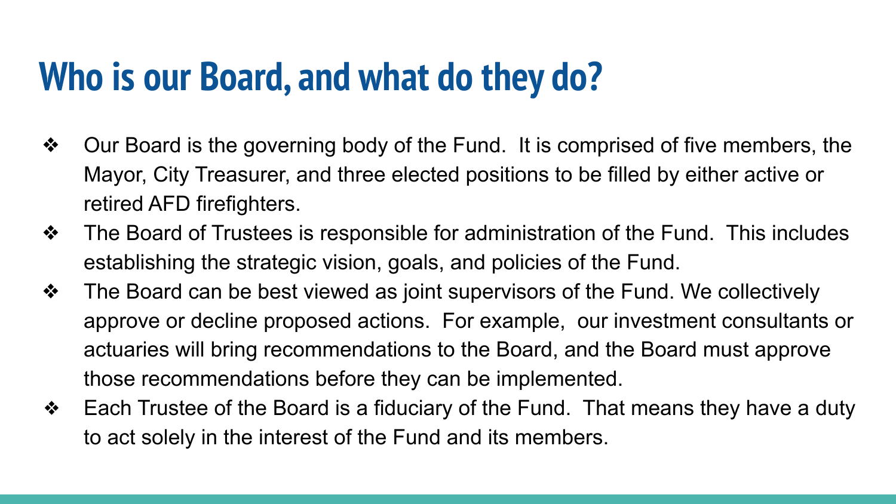# Who is our Board, and what do they do?

- Our Board is the governing body of the Fund. It is comprised of five members, the Mayor, City Treasurer, and three elected positions to be filled by either active or retired AFD firefighters.
- The Board of Trustees is responsible for administration of the Fund. This includes establishing the strategic vision, goals, and policies of the Fund.
- The Board can be best viewed as joint supervisors of the Fund. We collectively approve or decline proposed actions. For example, our investment consultants or actuaries will bring recommendations to the Board, and the Board must approve those recommendations before they can be implemented.
- Each Trustee of the Board is a fiduciary of the Fund. That means they have a duty to act solely in the interest of the Fund and its members.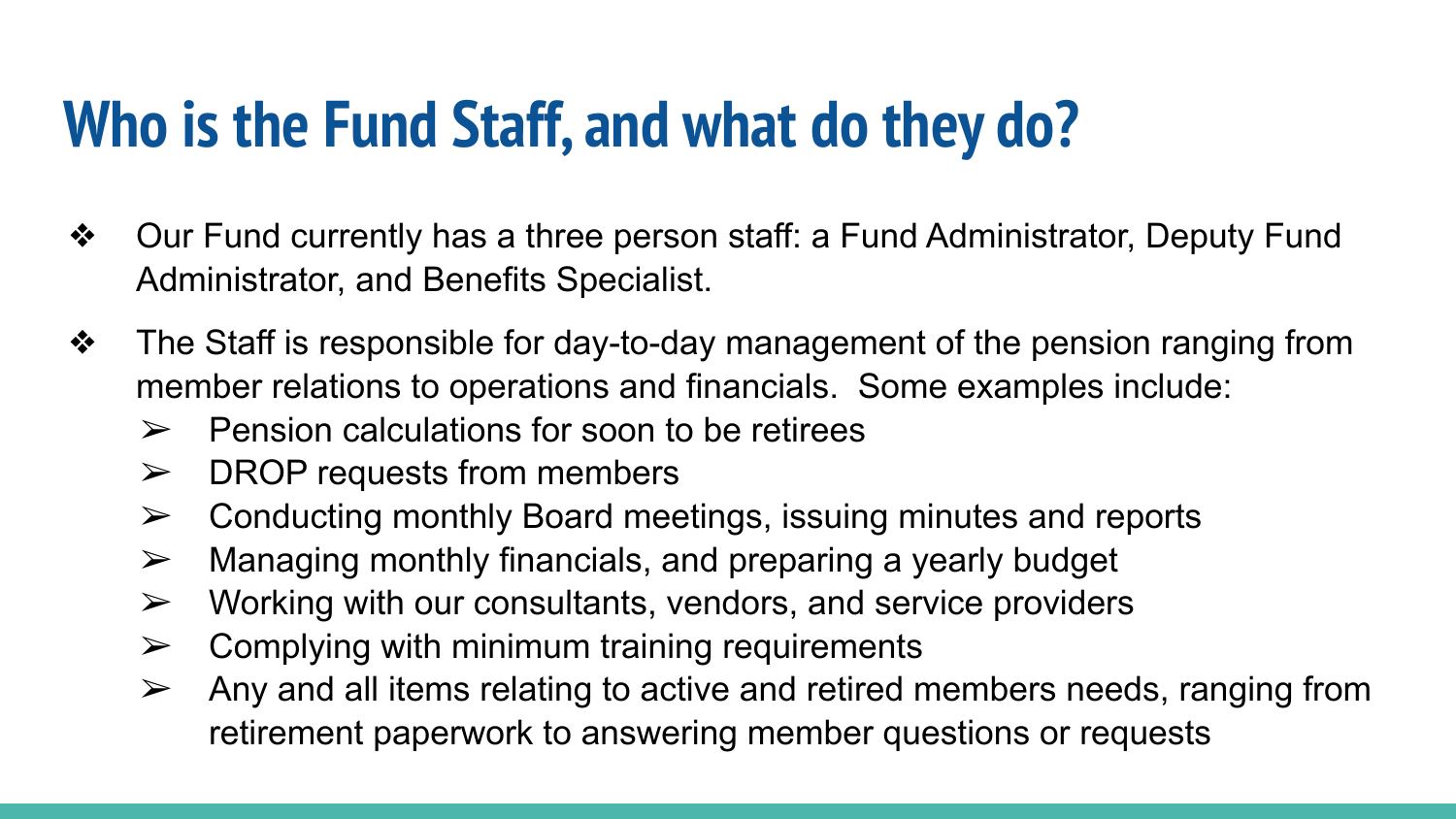# Who is the Fund Staff, and what do they do?

- Our Fund currently has a three person staff: a Fund Administrator, Deputy Fund Administrator, and Benefits Specialist.
- The Staff is responsible for day-to-day management of the pension ranging from member relations to operations and financials. Some examples include:
  - Pension calculations for soon to be retirees
  - DROP requests from members
  - Conducting monthly Board meetings, issuing minutes and reports
  - Managing monthly financials, and preparing a yearly budget
  - Working with our consultants, vendors, and service providers
  - Complying with minimum training requirements
  - Any and all items relating to active and retired members needs, ranging from retirement paperwork to answering member questions or requests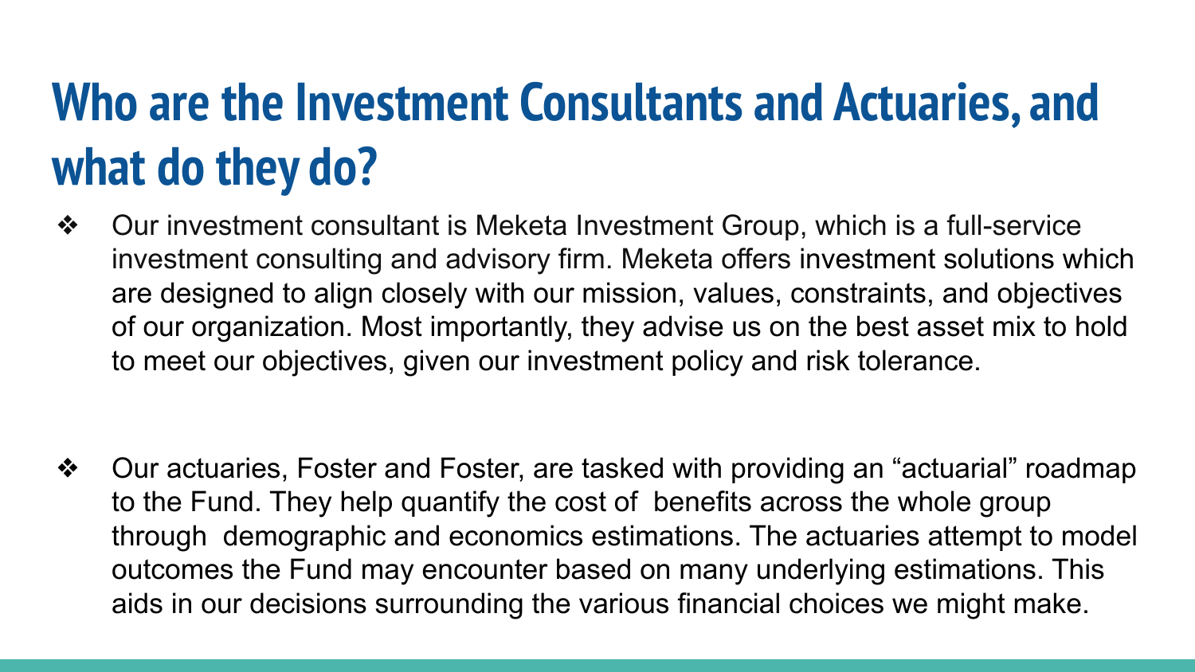# Who are the Investment Consultants and Actuaries, and what do they do?

- Our investment consultant is Meketa Investment Group, which is a full-service investment consulting and advisory firm. Meketa offers investment solutions which are designed to align closely with our mission, values, constraints, and objectives of our organization. Most importantly, they advise us on the best asset mix to hold to meet our objectives, given our investment policy and risk tolerance.

- Our actuaries, Foster and Foster, are tasked with providing an "actuarial" roadmap to the Fund. They help quantify the cost of benefits across the whole group through demographic and economics estimations. The actuaries attempt to model outcomes the Fund may encounter based on many underlying estimations. This aids in our decisions surrounding the various financial choices we might make.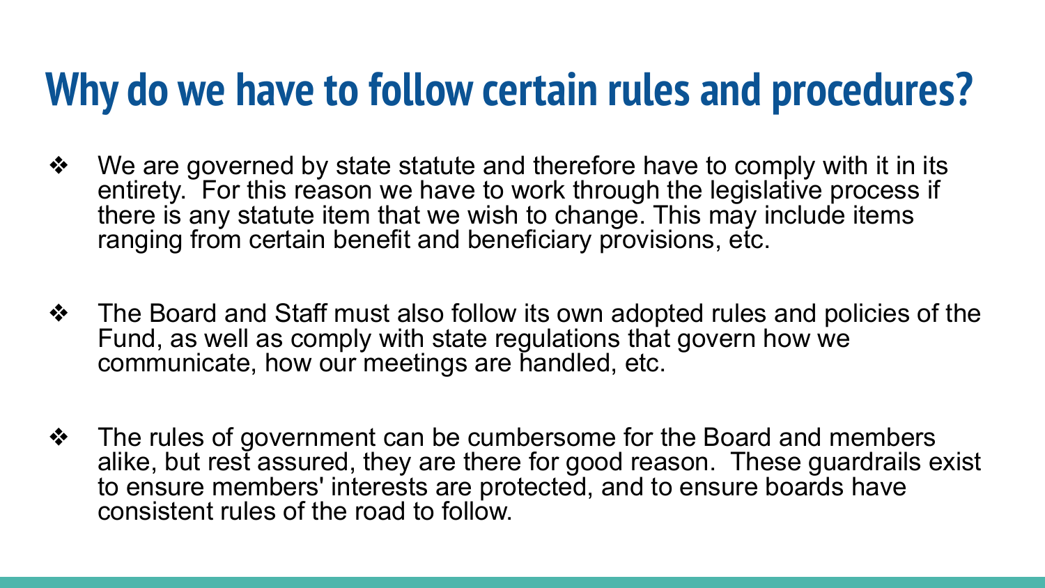# Why do we have to follow certain rules and procedures?

- We are governed by state statute and therefore have to comply with it in its entirety. For this reason we have to work through the legislative process if there is any statute item that we wish to change. This may include items ranging from certain benefit and beneficiary provisions, etc.

- The Board and Staff must also follow its own adopted rules and policies of the Fund, as well as comply with state regulations that govern how we communicate, how our meetings are handled, etc.

- The rules of government can be cumbersome for the Board and members alike, but rest assured, they are there for good reason. These guardrails exist to ensure members' interests are protected, and to ensure boards have consistent rules of the road to follow.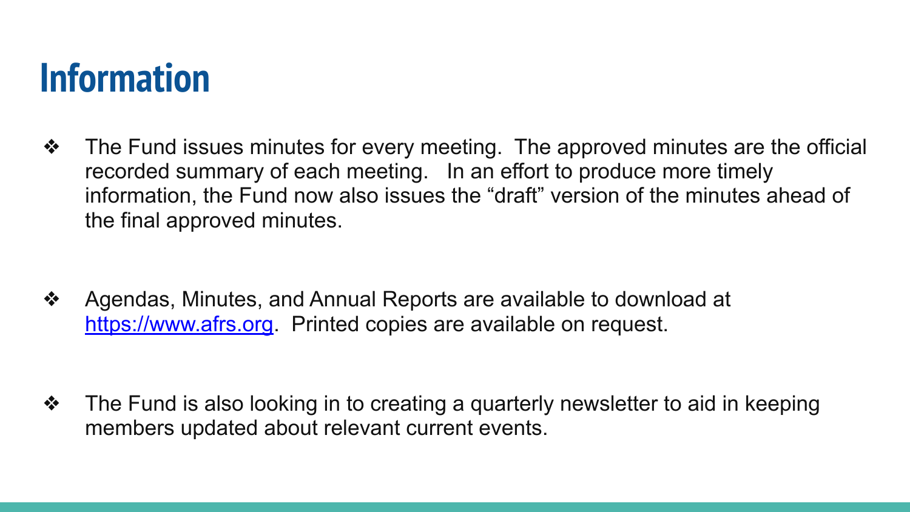# Information

- The Fund issues minutes for every meeting. The approved minutes are the official recorded summary of each meeting. In an effort to produce more timely information, the Fund now also issues the "draft" version of the minutes ahead of the final approved minutes.

- Agendas, Minutes, and Annual Reports are available to download at [https://www.afrs.org](https://www.afrs.org). Printed copies are available on request.

- The Fund is also looking in to creating a quarterly newsletter to aid in keeping members updated about relevant current events.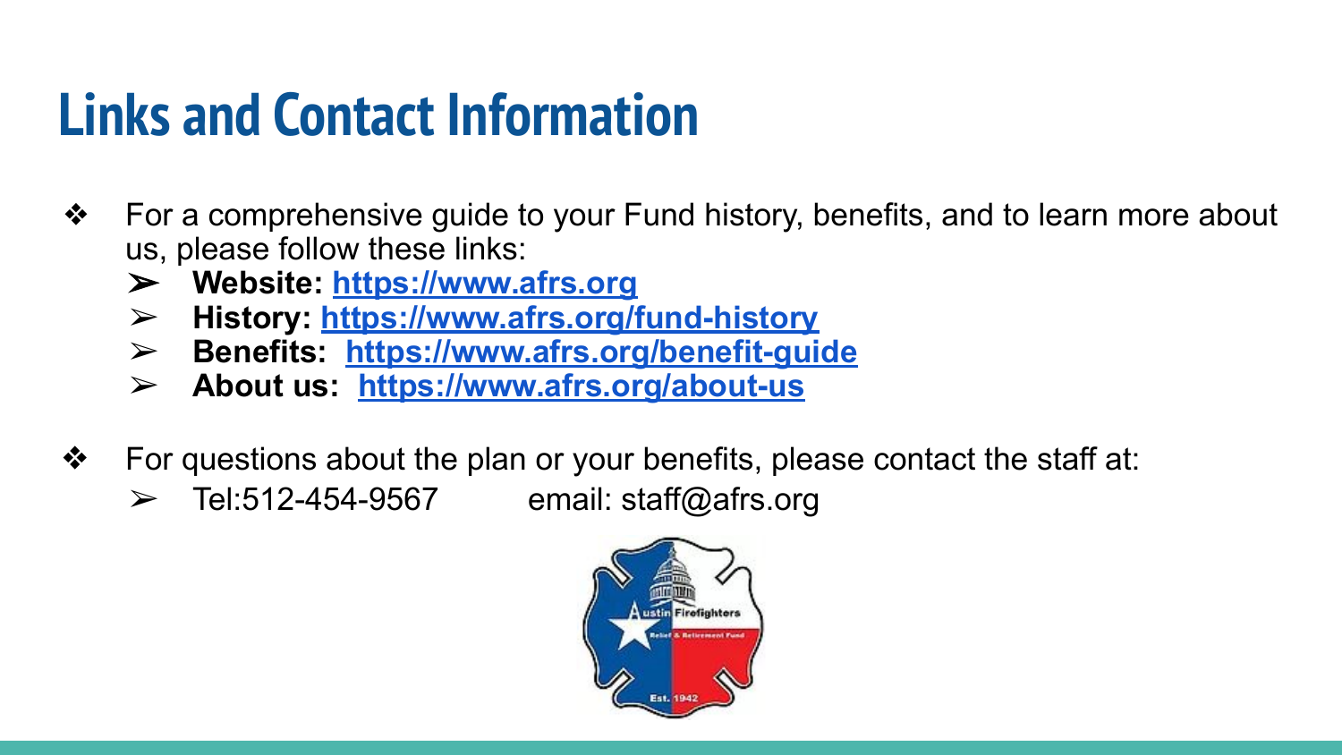# Links and Contact Information

- For a comprehensive guide to your Fund history, benefits, and to learn more about us, please follow these links:
  - **Website: https://www.afrs.org**
  - **History: https://www.afrs.org/fund-history**
  - **Benefits: https://www.afrs.org/benefit-guide**
  - **About us: https://www.afrs.org/about-us**

- For questions about the plan or your benefits, please contact the staff at:
  - Tel:512-454-9567 email: staff@afrs.org